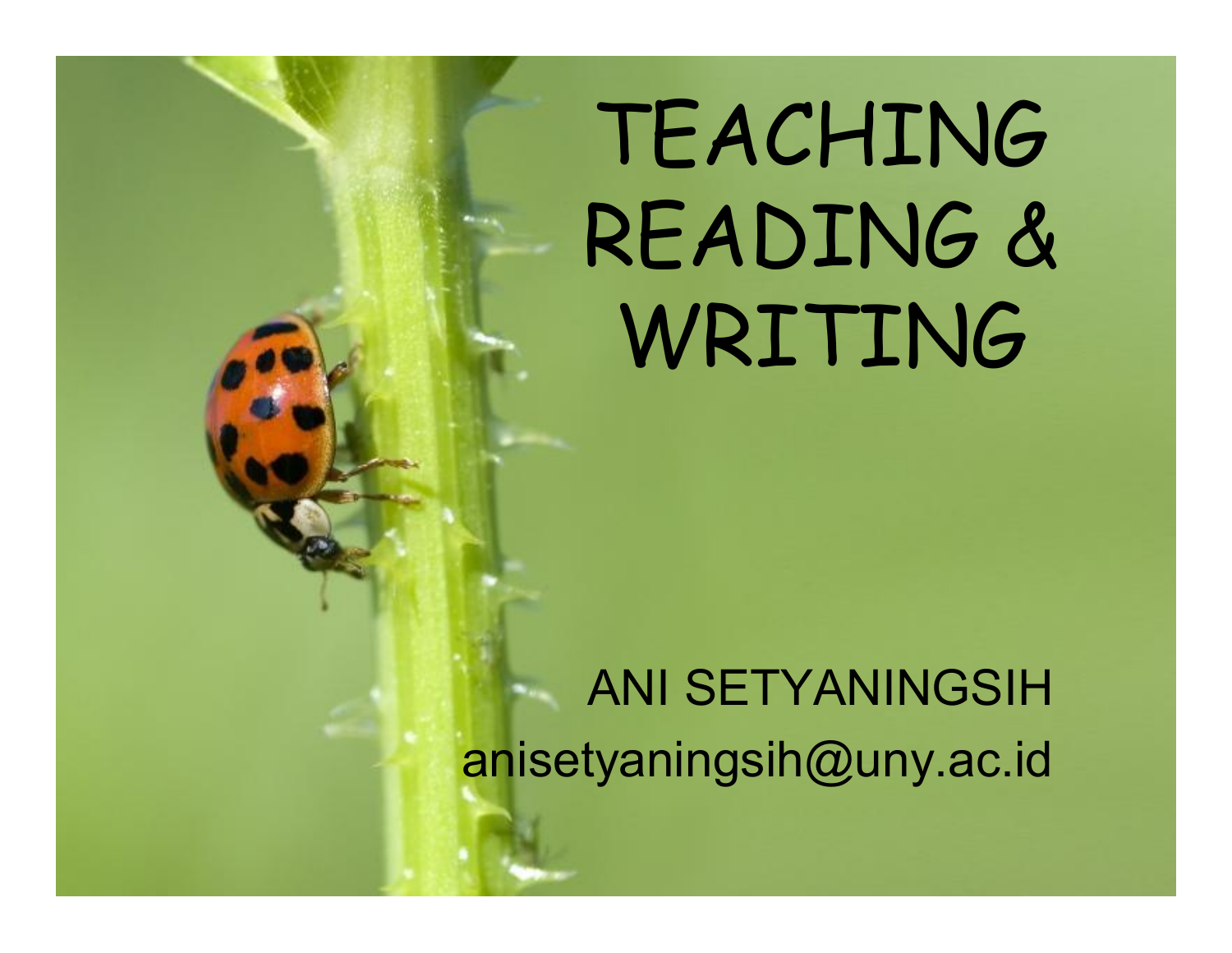# TEACHING READING & WRITING

ANI SETYANINGSIH

anisetyaningsih@uny.ac.id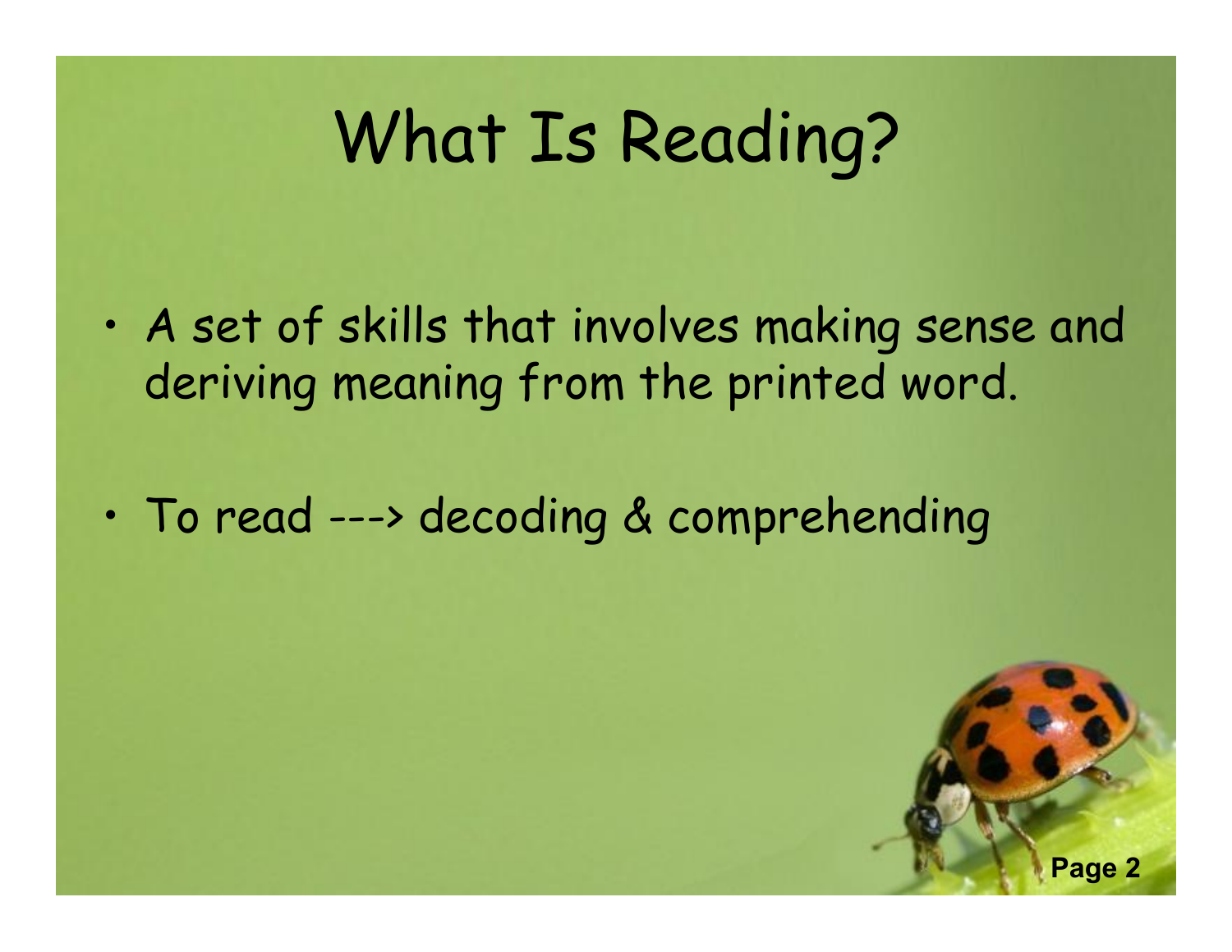# What Is Reading?

- A set of skills that involves making sense and deriving meaning from the printed word.
- To read ---> decoding & comprehending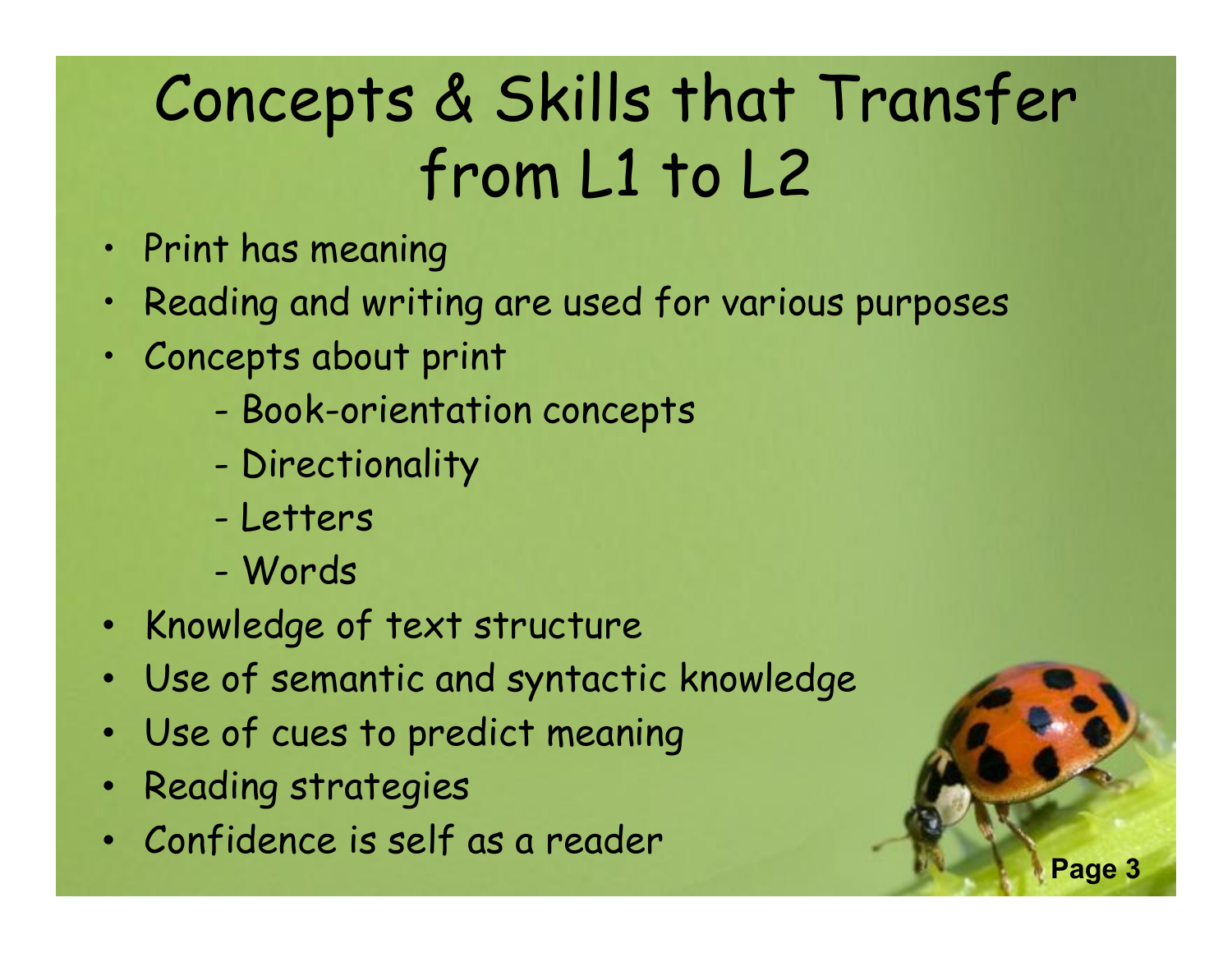# Concepts & Skills that Transfer from L1 to L2

- Print has meaning
- Reading and writing are used for various purposes
- Concepts about print
    - Book-orientation concepts
    - Directionality
    - Letters
    - Words
- Knowledge of text structure
- Use of semantic and syntactic knowledge
- Use of cues to predict meaning
- Reading strategies
- Confidence is self as a reader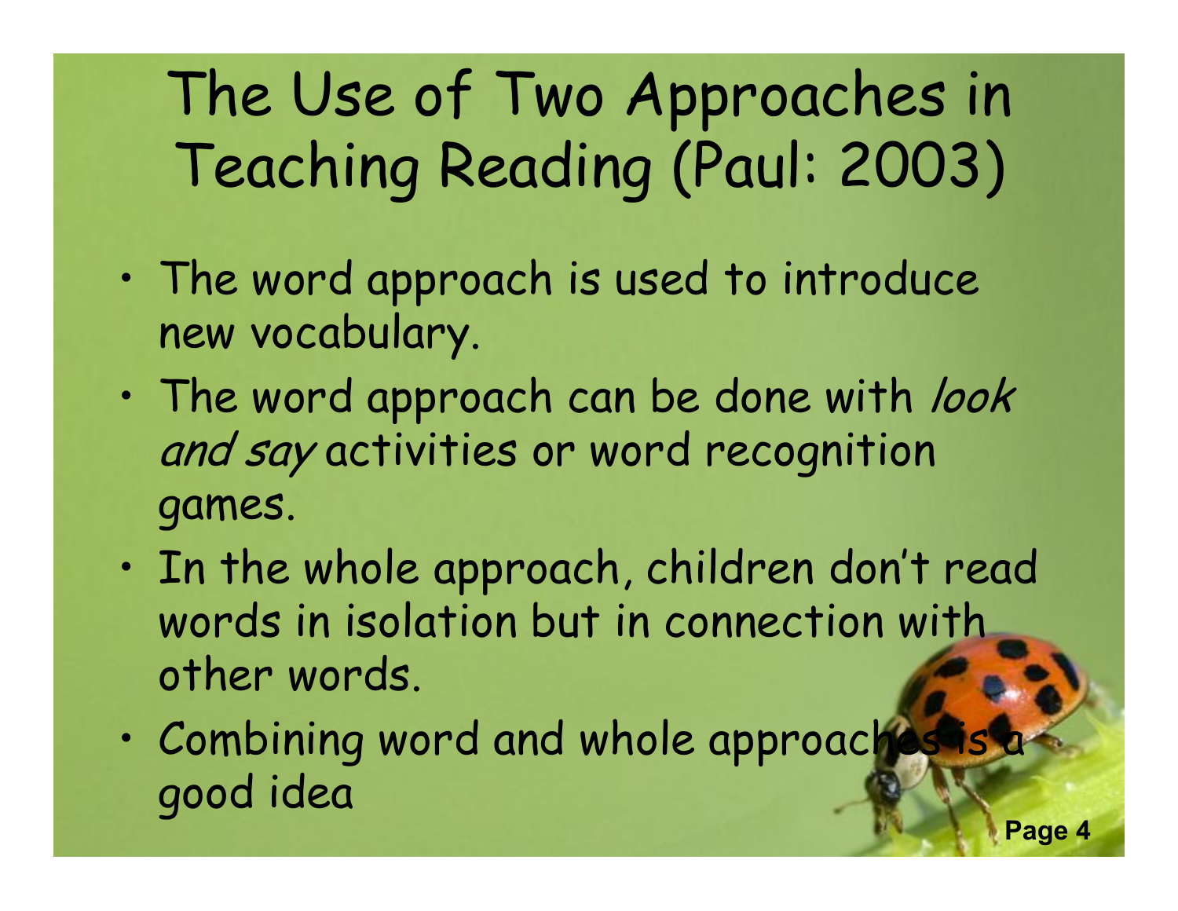# The Use of Two Approaches in Teaching Reading (Paul: 2003)

- The word approach is used to introduce new vocabulary.
- The word approach can be done with *look and say* activities or word recognition games.
- In the whole approach, children don't read words in isolation but in connection with other words.
- Combining word and whole approaches is a good idea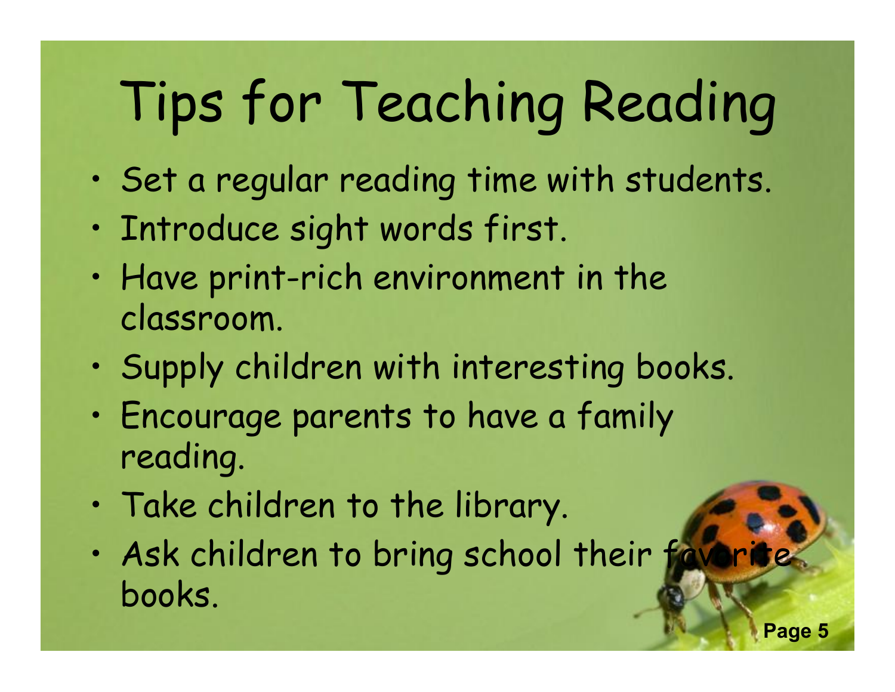# Tips for Teaching Reading

- Set a regular reading time with students.
- Introduce sight words first.
- Have print-rich environment in the classroom.
- Supply children with interesting books.
- Encourage parents to have a family reading.
- Take children to the library.
- Ask children to bring school their favorite books.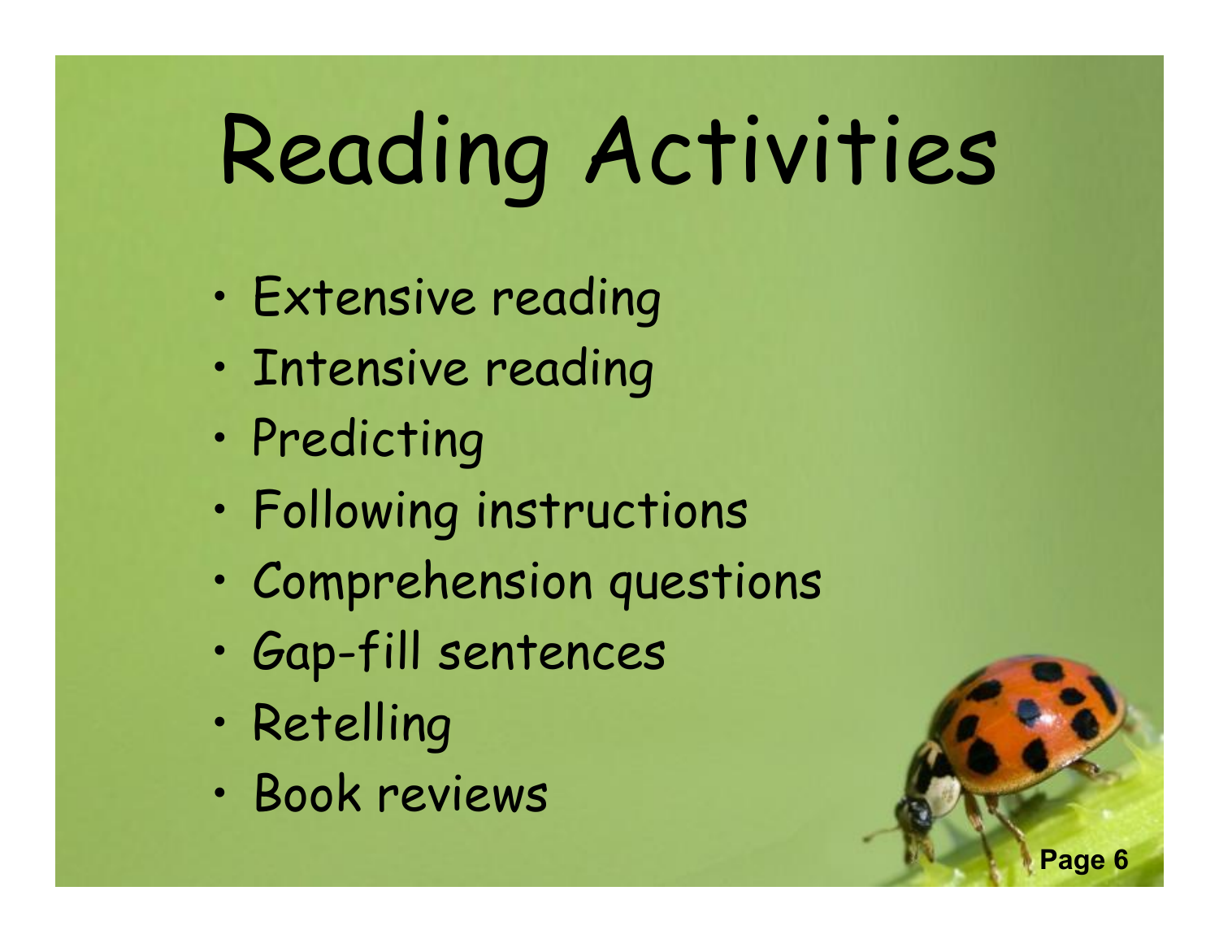# Reading Activities

- Extensive reading
- Intensive reading
- Predicting
- Following instructions
- Comprehension questions
- Gap-fill sentences
- Retelling
- Book reviews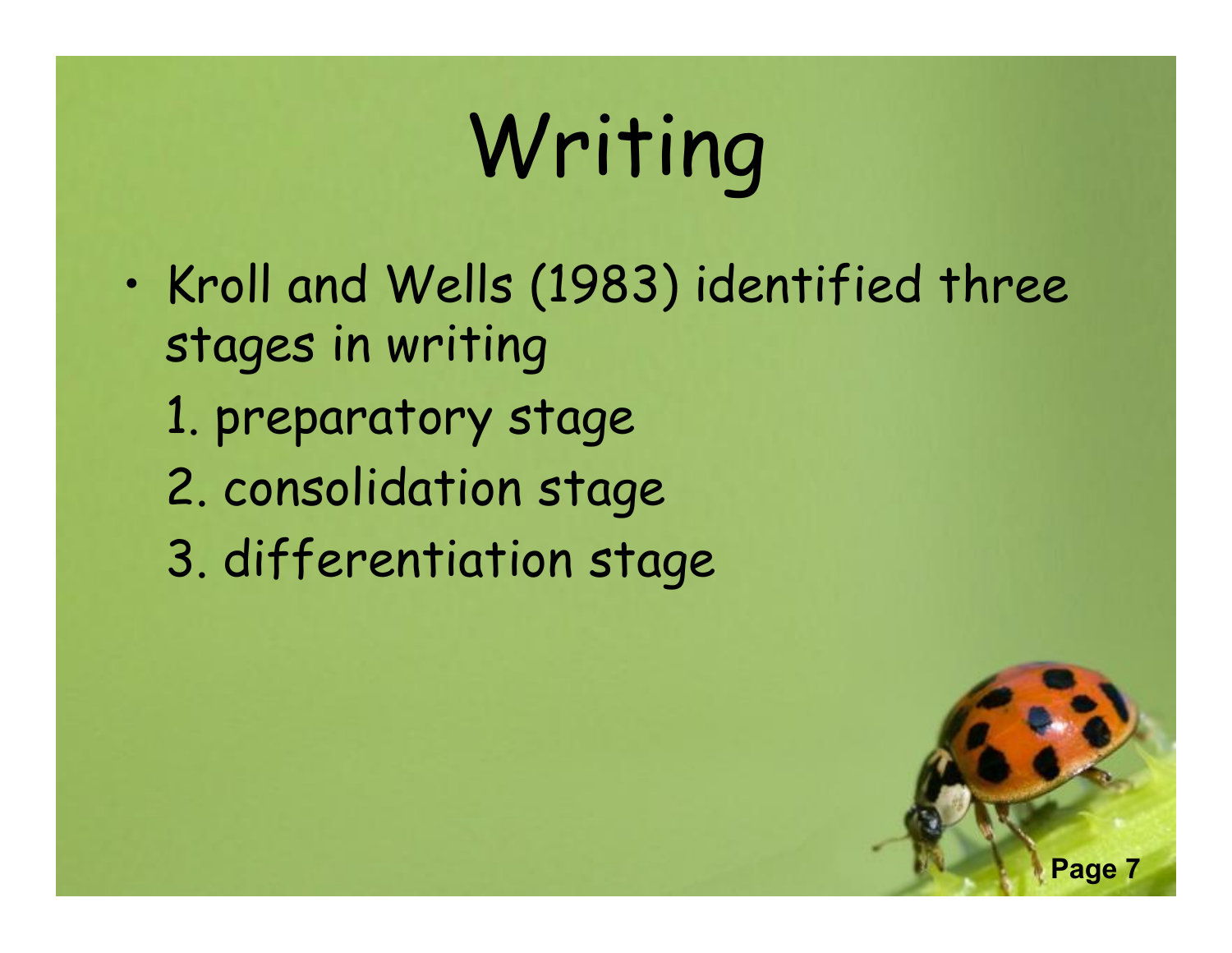# Writing

- Kroll and Wells (1983) identified three stages in writing

  1. preparatory stage
  2. consolidation stage
  3. differentiation stage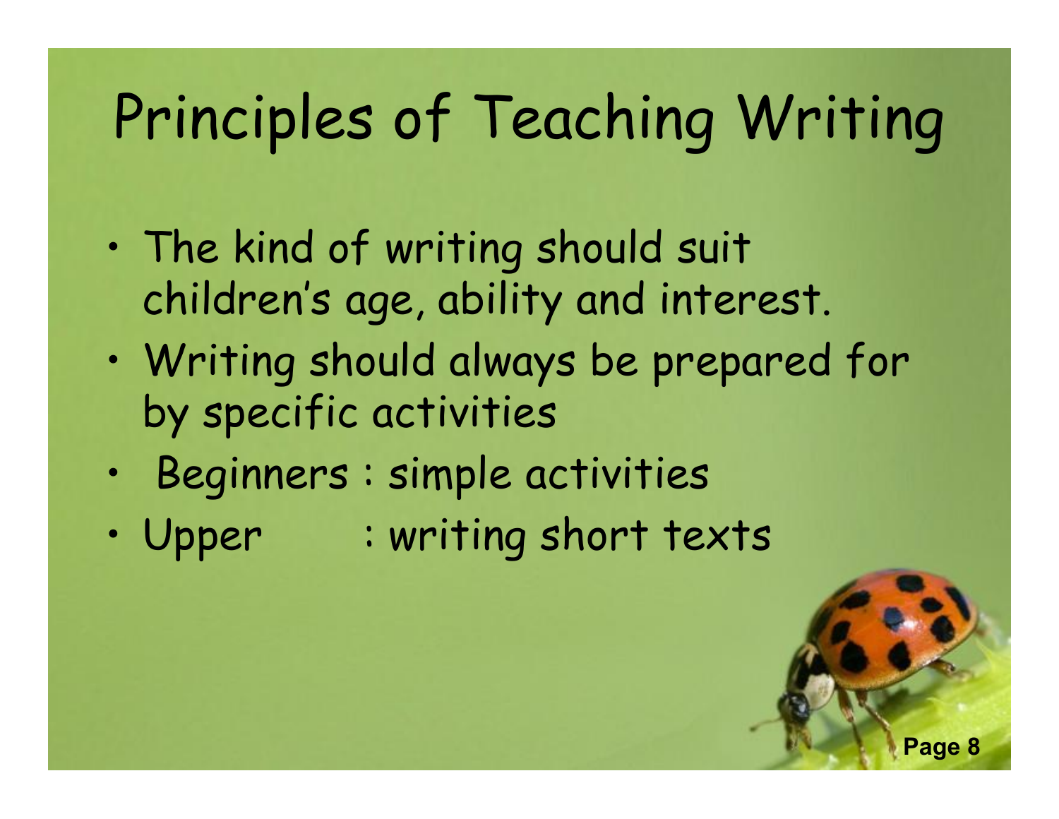# Principles of Teaching Writing

- The kind of writing should suit children's age, ability and interest.
- Writing should always be prepared for by specific activities
- Beginners : simple activities
- Upper : writing short texts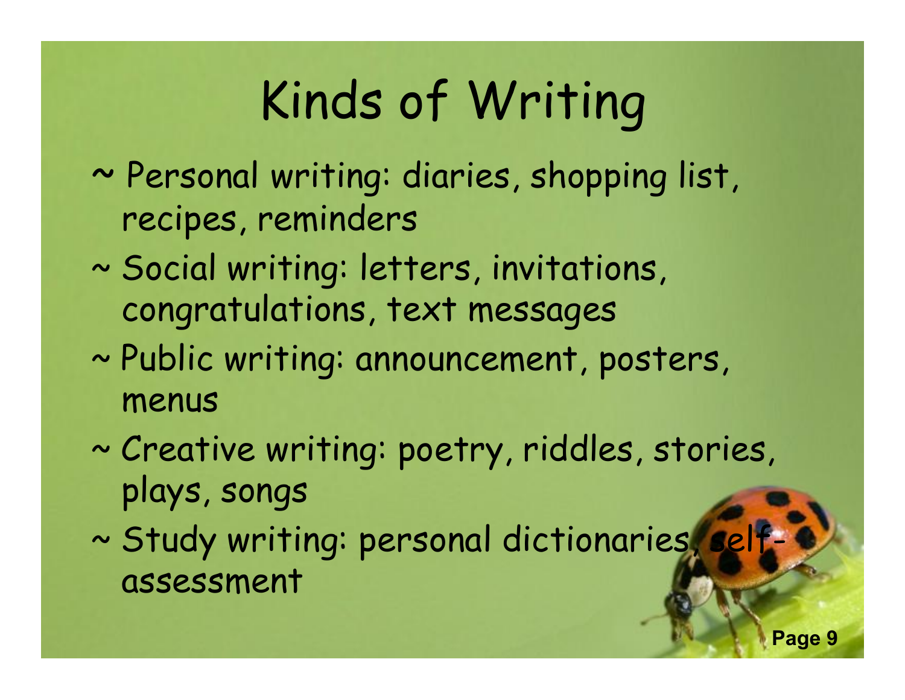# Kinds of Writing

~ Personal writing: diaries, shopping list, recipes, reminders

~ Social writing: letters, invitations, congratulations, text messages

~ Public writing: announcement, posters, menus

~ Creative writing: poetry, riddles, stories, plays, songs

~ Study writing: personal dictionaries, self-assessment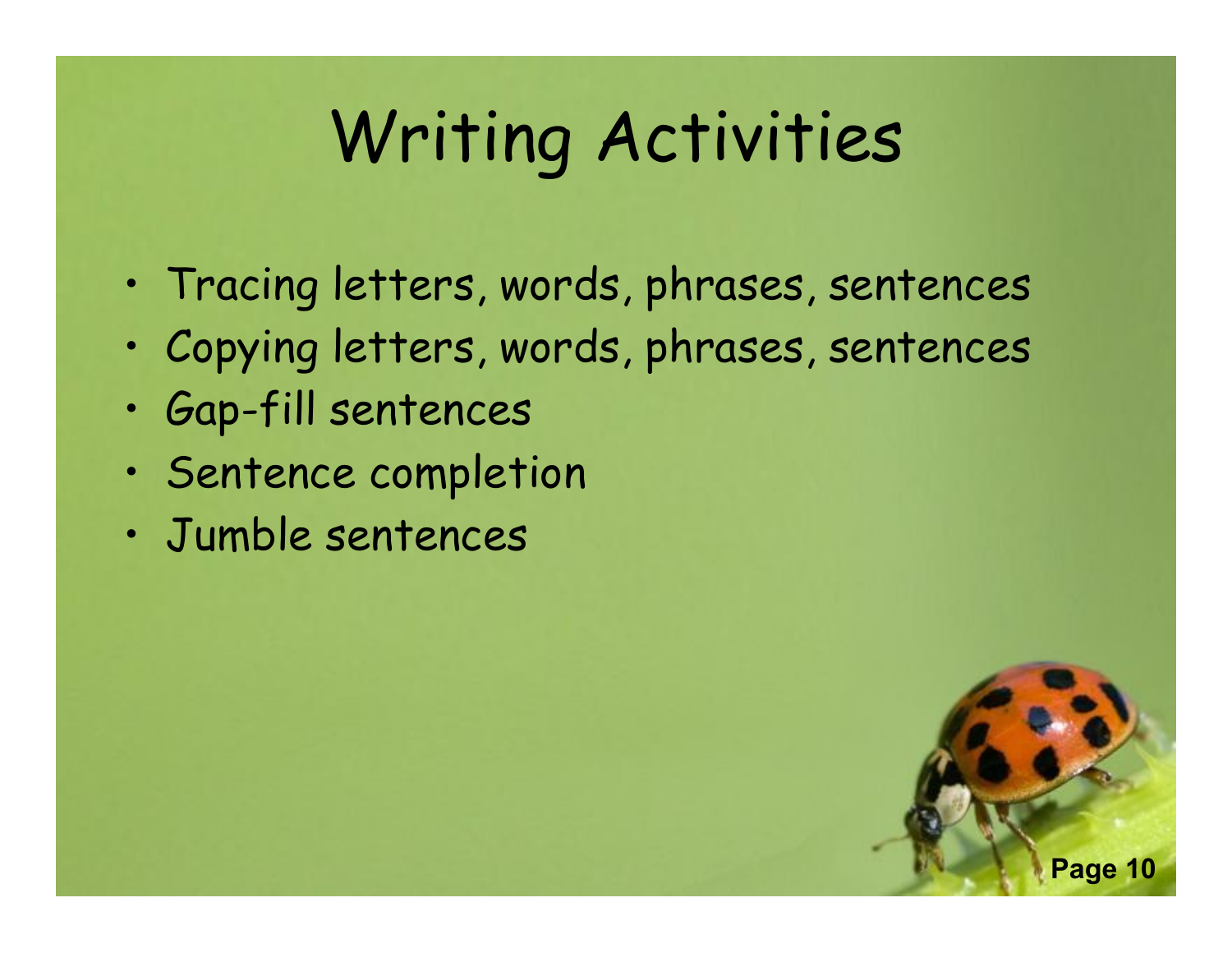# Writing Activities

- Tracing letters, words, phrases, sentences
- Copying letters, words, phrases, sentences
- Gap-fill sentences
- Sentence completion
- Jumble sentences